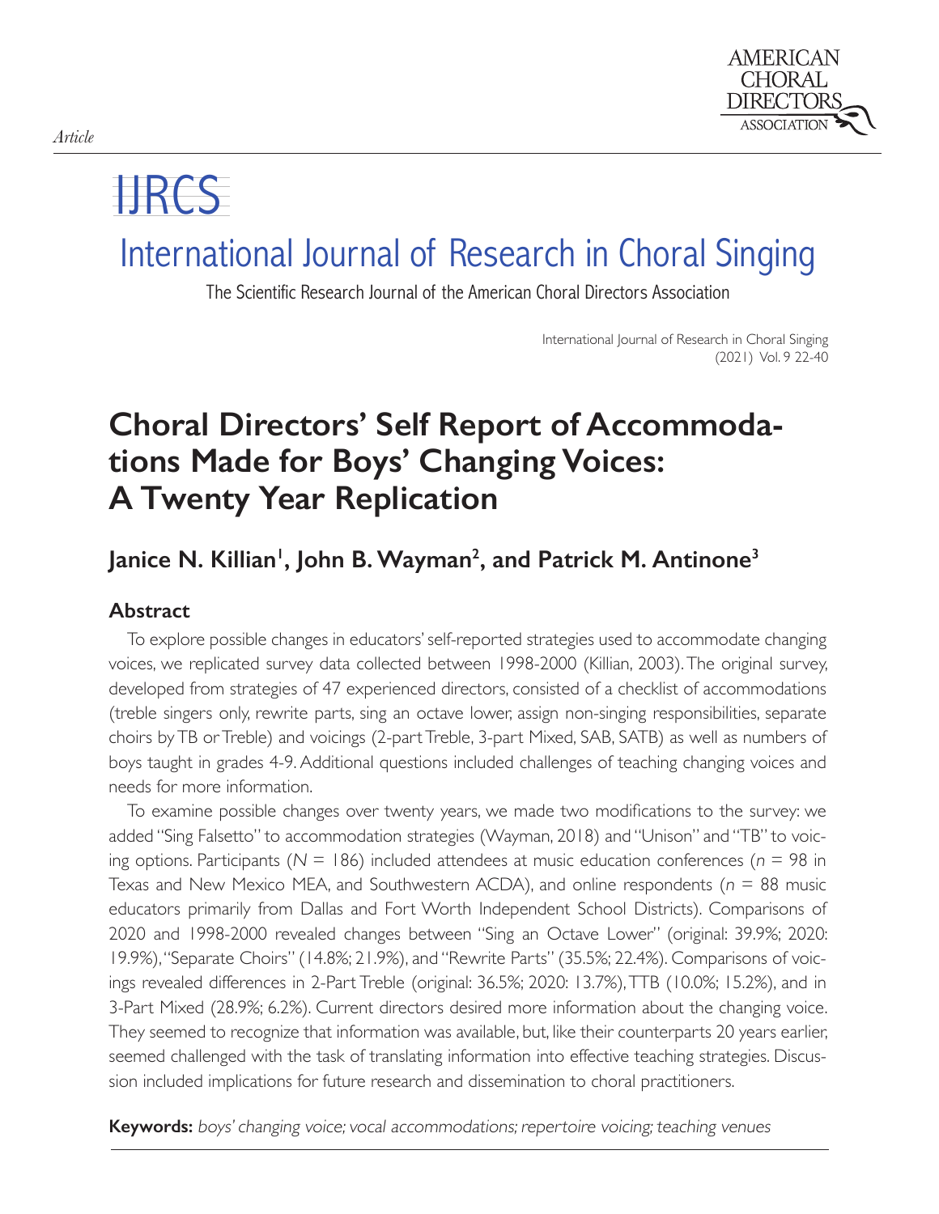*Article*

# IJRCS

# International Journal of Research in Choral Singing

The Scientific Research Journal of the American Choral Directors Association

# Choral Directors' Self Report of Accommodations Made for Boys' Changing Voices: A Twenty Year Replication

## Janice N. Killian[1], John B. Wayman[2], and Patrick M. Antinone[3]

## Abstract

To explore possible changes in educators' self-reported strategies used to accommodate changing voices, we replicated survey data collected between 1998-2000 (Killian, 2003). The original survey, developed from strategies of 47 experienced directors, consisted of a checklist of accommodations (treble singers only, rewrite parts, sing an octave lower, assign non-singing responsibilities, separate choirs by TB or Treble) and voicings (2-part Treble, 3-part Mixed, SAB, SATB) as well as numbers of boys taught in grades 4-9. Additional questions included challenges of teaching changing voices and needs for more information.

To examine possible changes over twenty years, we made two modifications to the survey: we added "Sing Falsetto" to accommodation strategies (Wayman, 2018) and "Unison" and "TB" to voicing options. Participants ($N$ = 186) included attendees at music education conferences ($n$ = 98 in Texas and New Mexico MEA, and Southwestern ACDA), and online respondents ($n$ = 88 music educators primarily from Dallas and Fort Worth Independent School Districts). Comparisons of 2020 and 1998-2000 revealed changes between "Sing an Octave Lower" (original: 39.9%; 2020: 19.9%), "Separate Choirs" (14.8%; 21.9%), and "Rewrite Parts" (35.5%; 22.4%). Comparisons of voicings revealed differences in 2-Part Treble (original: 36.5%; 2020: 13.7%), TTB (10.0%; 15.2%), and in 3-Part Mixed (28.9%; 6.2%). Current directors desired more information about the changing voice. They seemed to recognize that information was available, but, like their counterparts 20 years earlier, seemed challenged with the task of translating information into effective teaching strategies. Discussion included implications for future research and dissemination to choral practitioners.

**Keywords:** *boys' changing voice; vocal accommodations; repertoire voicing; teaching venues*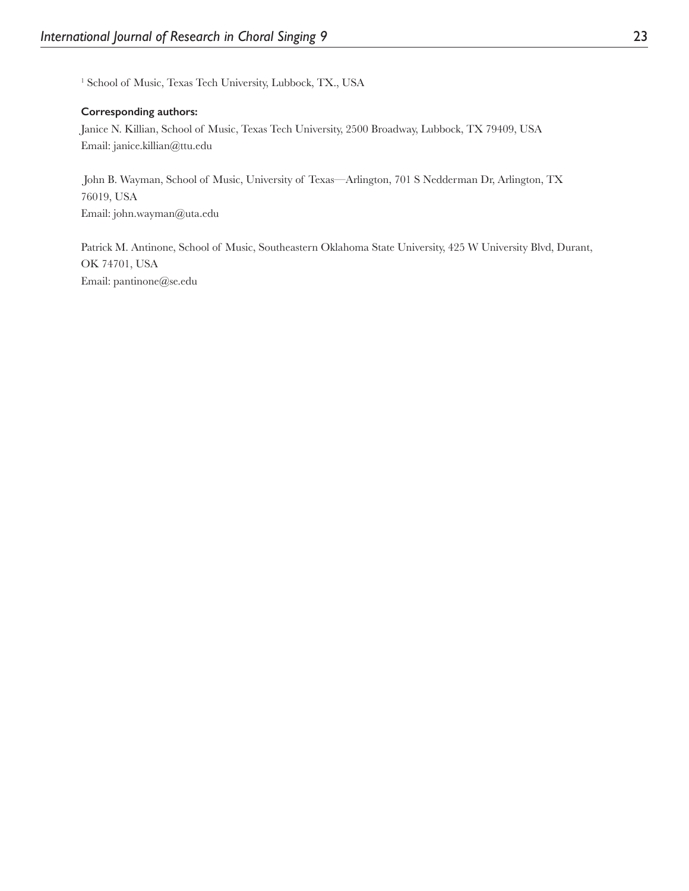[1] School of Music, Texas Tech University, Lubbock, TX., USA

**Corresponding authors:**

Janice N. Killian, School of Music, Texas Tech University, 2500 Broadway, Lubbock, TX 79409, USA
Email: janice.killian@ttu.edu

John B. Wayman, School of Music, University of Texas—Arlington, 701 S Nedderman Dr, Arlington, TX 76019, USA
Email: john.wayman@uta.edu

Patrick M. Antinone, School of Music, Southeastern Oklahoma State University, 425 W University Blvd, Durant, OK 74701, USA
Email: pantinone@se.edu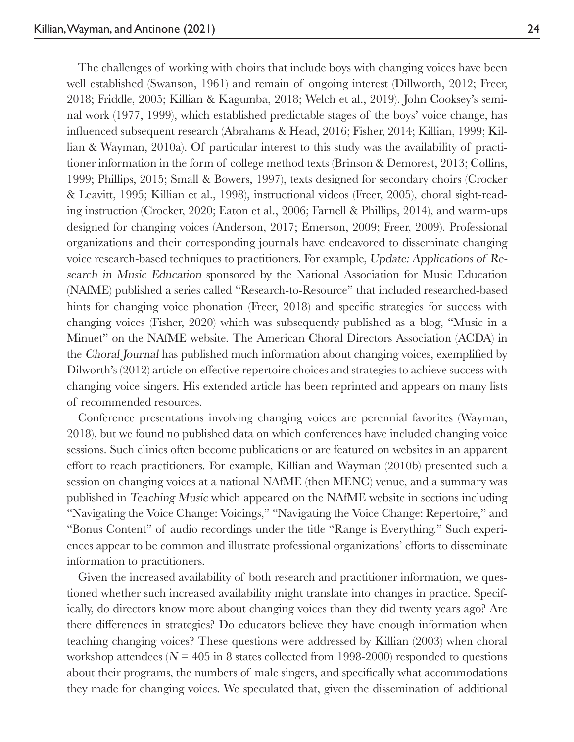The challenges of working with choirs that include boys with changing voices have been well established (Swanson, 1961) and remain of ongoing interest (Dillworth, 2012; Freer, 2018; Friddle, 2005; Killian & Kagumba, 2018; Welch et al., 2019). John Cooksey's seminal work (1977, 1999), which established predictable stages of the boys' voice change, has influenced subsequent research (Abrahams & Head, 2016; Fisher, 2014; Killian, 1999; Killian & Wayman, 2010a). Of particular interest to this study was the availability of practitioner information in the form of college method texts (Brinson & Demorest, 2013; Collins, 1999; Phillips, 2015; Small & Bowers, 1997), texts designed for secondary choirs (Crocker & Leavitt, 1995; Killian et al., 1998), instructional videos (Freer, 2005), choral sight-reading instruction (Crocker, 2020; Eaton et al., 2006; Farnell & Phillips, 2014), and warm-ups designed for changing voices (Anderson, 2017; Emerson, 2009; Freer, 2009). Professional organizations and their corresponding journals have endeavored to disseminate changing voice research-based techniques to practitioners. For example, *Update: Applications of Research in Music Education* sponsored by the National Association for Music Education (NAfME) published a series called "Research-to-Resource" that included researched-based hints for changing voice phonation (Freer, 2018) and specific strategies for success with changing voices (Fisher, 2020) which was subsequently published as a blog, "Music in a Minuet" on the NAfME website. The American Choral Directors Association (ACDA) in the *Choral Journal* has published much information about changing voices, exemplified by Dilworth's (2012) article on effective repertoire choices and strategies to achieve success with changing voice singers. His extended article has been reprinted and appears on many lists of recommended resources.

Conference presentations involving changing voices are perennial favorites (Wayman, 2018), but we found no published data on which conferences have included changing voice sessions. Such clinics often become publications or are featured on websites in an apparent effort to reach practitioners. For example, Killian and Wayman (2010b) presented such a session on changing voices at a national NAfME (then MENC) venue, and a summary was published in *Teaching Music* which appeared on the NAfME website in sections including "Navigating the Voice Change: Voicings," "Navigating the Voice Change: Repertoire," and "Bonus Content" of audio recordings under the title "Range is Everything." Such experiences appear to be common and illustrate professional organizations' efforts to disseminate information to practitioners.

Given the increased availability of both research and practitioner information, we questioned whether such increased availability might translate into changes in practice. Specifically, do directors know more about changing voices than they did twenty years ago? Are there differences in strategies? Do educators believe they have enough information when teaching changing voices? These questions were addressed by Killian (2003) when choral workshop attendees ($N = 405$ in 8 states collected from 1998-2000) responded to questions about their programs, the numbers of male singers, and specifically what accommodations they made for changing voices. We speculated that, given the dissemination of additional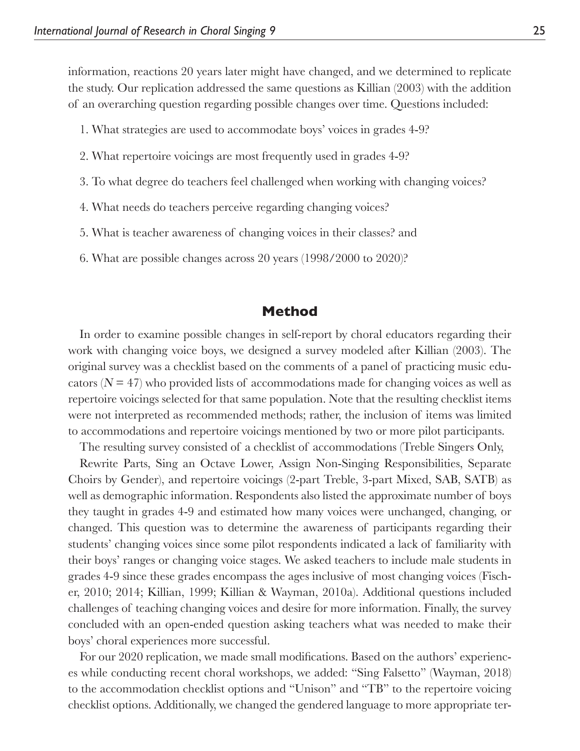information, reactions 20 years later might have changed, and we determined to replicate the study. Our replication addressed the same questions as Killian (2003) with the addition of an overarching question regarding possible changes over time. Questions included:

1. What strategies are used to accommodate boys' voices in grades 4-9?
2. What repertoire voicings are most frequently used in grades 4-9?
3. To what degree do teachers feel challenged when working with changing voices?
4. What needs do teachers perceive regarding changing voices?
5. What is teacher awareness of changing voices in their classes? and
6. What are possible changes across 20 years (1998/2000 to 2020)?

## Method

In order to examine possible changes in self-report by choral educators regarding their work with changing voice boys, we designed a survey modeled after Killian (2003). The original survey was a checklist based on the comments of a panel of practicing music educators ($N = 47$) who provided lists of accommodations made for changing voices as well as repertoire voicings selected for that same population. Note that the resulting checklist items were not interpreted as recommended methods; rather, the inclusion of items was limited to accommodations and repertoire voicings mentioned by two or more pilot participants.

The resulting survey consisted of a checklist of accommodations (Treble Singers Only, Rewrite Parts, Sing an Octave Lower, Assign Non-Singing Responsibilities, Separate Choirs by Gender), and repertoire voicings (2-part Treble, 3-part Mixed, SAB, SATB) as well as demographic information. Respondents also listed the approximate number of boys they taught in grades 4-9 and estimated how many voices were unchanged, changing, or changed. This question was to determine the awareness of participants regarding their students' changing voices since some pilot respondents indicated a lack of familiarity with their boys' ranges or changing voice stages. We asked teachers to include male students in grades 4-9 since these grades encompass the ages inclusive of most changing voices (Fischer, 2010; 2014; Killian, 1999; Killian & Wayman, 2010a). Additional questions included challenges of teaching changing voices and desire for more information. Finally, the survey concluded with an open-ended question asking teachers what was needed to make their boys' choral experiences more successful.

For our 2020 replication, we made small modifications. Based on the authors' experiences while conducting recent choral workshops, we added: "Sing Falsetto" (Wayman, 2018) to the accommodation checklist options and "Unison" and "TB" to the repertoire voicing checklist options. Additionally, we changed the gendered language to more appropriate ter-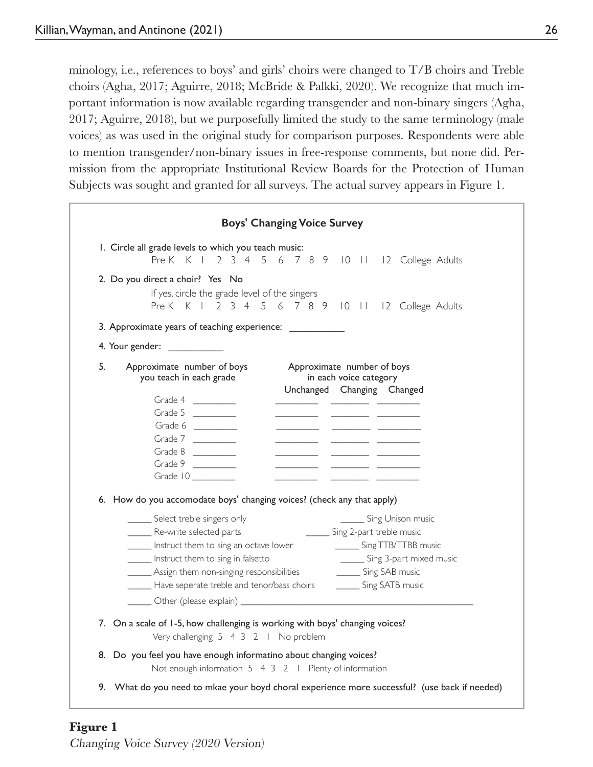minology, i.e., references to boys' and girls' choirs were changed to T/B choirs and Treble choirs (Agha, 2017; Aguirre, 2018; McBride & Palkki, 2020). We recognize that much important information is now available regarding transgender and non-binary singers (Agha, 2017; Aguirre, 2018), but we purposefully limited the study to the same terminology (male voices) as was used in the original study for comparison purposes. Respondents were able to mention transgender/non-binary issues in free-response comments, but none did. Permission from the appropriate Institutional Review Boards for the Protection of Human Subjects was sought and granted for all surveys. The actual survey appears in Figure 1.

**Boys' Changing Voice Survey**

1. Circle all grade levels to which you teach music:
   Pre-K K 1 2 3 4 5 6 7 8 9 10 11 12 College Adults

2. Do you direct a choir? Yes No
   If yes, circle the grade level of the singers
   Pre-K K 1 2 3 4 5 6 7 8 9 10 11 12 College Adults

3. Approximate years of teaching experience: __________

4. Your gender: __________

5.

| Approximate number of boys you teach in each grade | | Approximate number of boys in each voice category | | |
|---|---|---|---|---|
| | | Unchanged | Changing | Changed |
| Grade 4 | _________ | _________ | _________ | _________ |
| Grade 5 | _________ | _________ | _________ | _________ |
| Grade 6 | _________ | _________ | _________ | _________ |
| Grade 7 | _________ | _________ | _________ | _________ |
| Grade 8 | _________ | _________ | _________ | _________ |
| Grade 9 | _________ | _________ | _________ | _________ |
| Grade 10 | _________ | _________ | _________ | _________ |

6. How do you accomodate boys' changing voices? (check any that apply)

_____ Select treble singers only
_____ Re-write selected parts
_____ Instruct them to sing an octave lower
_____ Instruct them to sing in falsetto
_____ Assign them non-singing responsibilities
_____ Have seperate treble and tenor/bass choirs
_____ Sing Unison music
_____ Sing 2-part treble music
_____ Sing TTB/TTBB music
_____ Sing 3-part mixed music
_____ Sing SAB music
_____ Sing SATB music
_____ Other (please explain) ____________________________________________

7. On a scale of 1-5, how challenging is working with boys' changing voices?
   Very challenging 5 4 3 2 1 No problem

8. Do you feel you have enough informatino about changing voices?
   Not enough information 5 4 3 2 1 Plenty of information

9. What do you need to mkae your boyd choral experience more successful? (use back if needed)

**Figure 1**

*Changing Voice Survey (2020 Version)*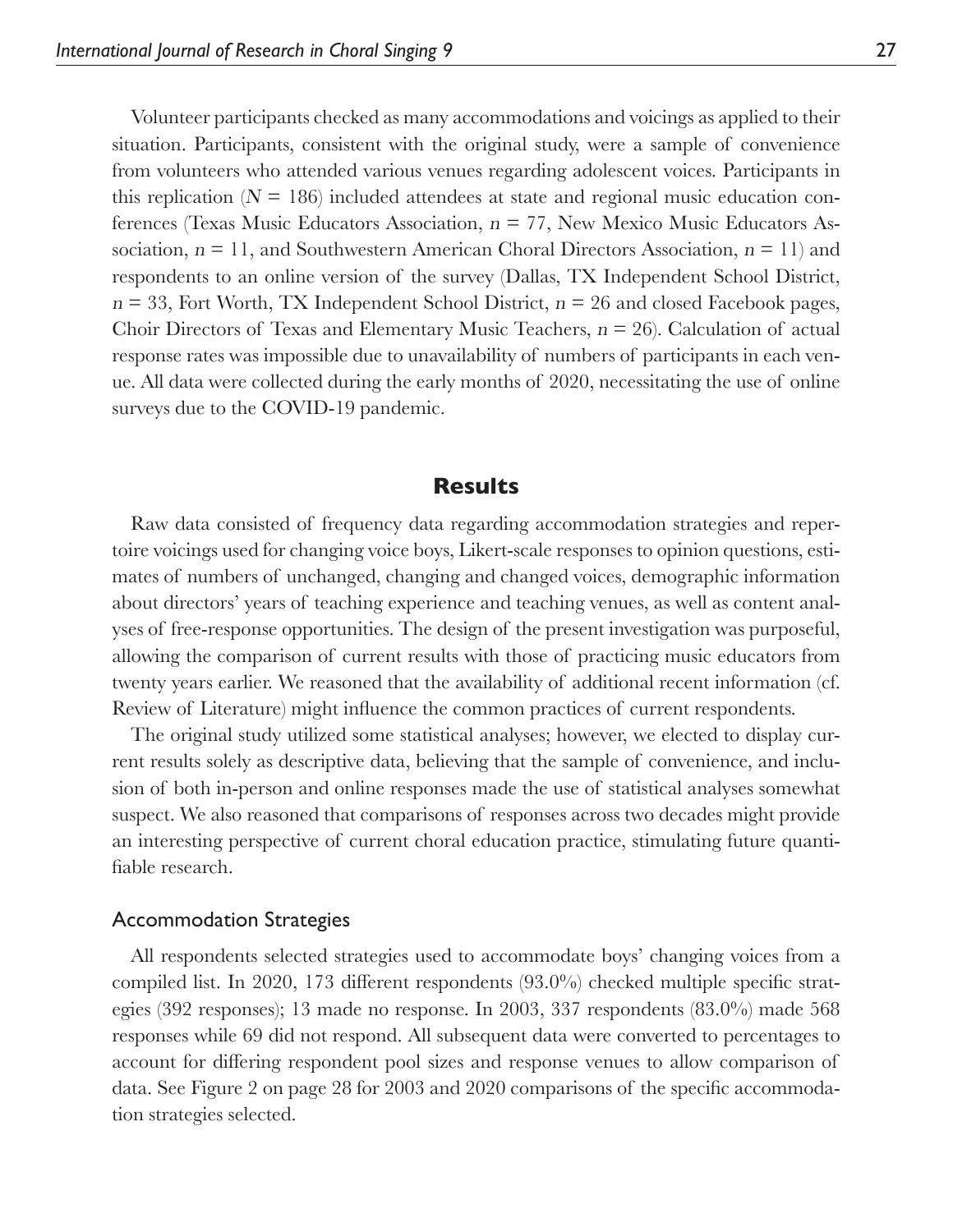Volunteer participants checked as many accommodations and voicings as applied to their situation. Participants, consistent with the original study, were a sample of convenience from volunteers who attended various venues regarding adolescent voices. Participants in this replication ($N$ = 186) included attendees at state and regional music education conferences (Texas Music Educators Association, $n$ = 77, New Mexico Music Educators Association, $n$ = 11, and Southwestern American Choral Directors Association, $n$ = 11) and respondents to an online version of the survey (Dallas, TX Independent School District, $n$ = 33, Fort Worth, TX Independent School District, $n$ = 26 and closed Facebook pages, Choir Directors of Texas and Elementary Music Teachers, $n$ = 26). Calculation of actual response rates was impossible due to unavailability of numbers of participants in each venue. All data were collected during the early months of 2020, necessitating the use of online surveys due to the COVID-19 pandemic.

## Results

Raw data consisted of frequency data regarding accommodation strategies and repertoire voicings used for changing voice boys, Likert-scale responses to opinion questions, estimates of numbers of unchanged, changing and changed voices, demographic information about directors' years of teaching experience and teaching venues, as well as content analyses of free-response opportunities. The design of the present investigation was purposeful, allowing the comparison of current results with those of practicing music educators from twenty years earlier. We reasoned that the availability of additional recent information (cf. Review of Literature) might influence the common practices of current respondents.

The original study utilized some statistical analyses; however, we elected to display current results solely as descriptive data, believing that the sample of convenience, and inclusion of both in-person and online responses made the use of statistical analyses somewhat suspect. We also reasoned that comparisons of responses across two decades might provide an interesting perspective of current choral education practice, stimulating future quantifiable research.

### Accommodation Strategies

All respondents selected strategies used to accommodate boys' changing voices from a compiled list. In 2020, 173 different respondents (93.0%) checked multiple specific strategies (392 responses); 13 made no response. In 2003, 337 respondents (83.0%) made 568 responses while 69 did not respond. All subsequent data were converted to percentages to account for differing respondent pool sizes and response venues to allow comparison of data. See Figure 2 on page 28 for 2003 and 2020 comparisons of the specific accommodation strategies selected.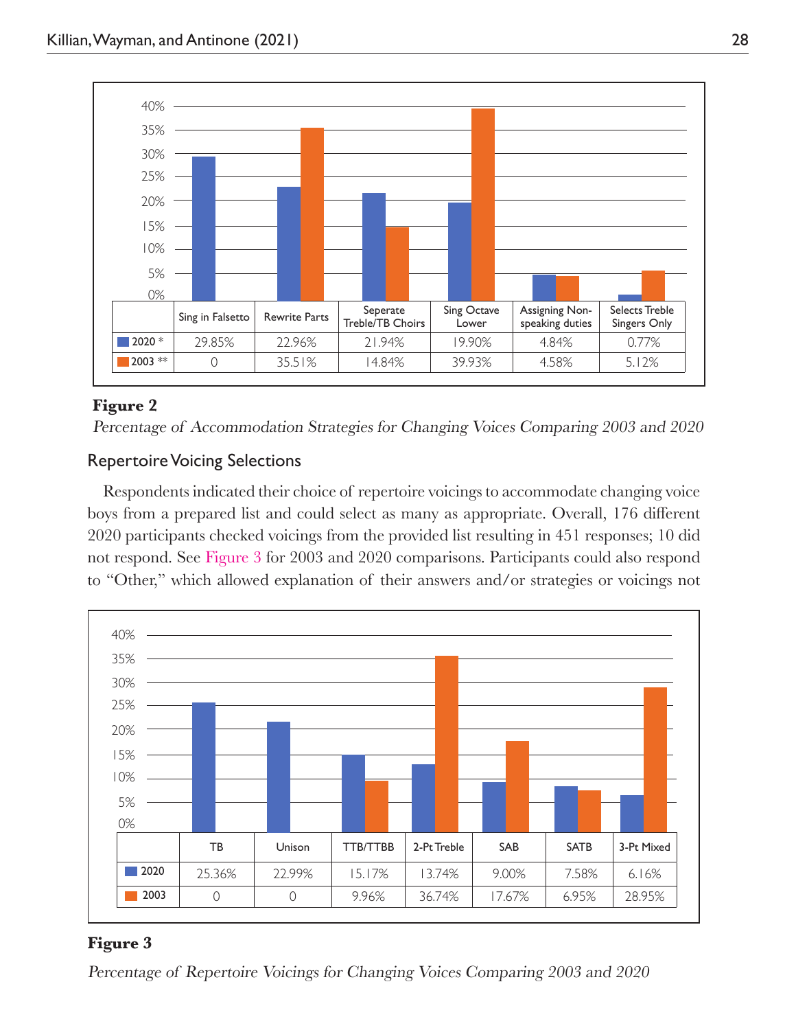| | Sing in Falsetto | Rewrite Parts | Seperate Treble/TB Choirs | Sing Octave Lower | Assigning Non-speaking duties | Selects Treble Singers Only |
|---|---|---|---|---|---|---|
| 2020 * | 29.85% | 22.96% | 21.94% | 19.90% | 4.84% | 0.77% |
| 2003 ** | 0 | 35.51% | 14.84% | 39.93% | 4.58% | 5.12% |

**Figure 2**

*Percentage of Accommodation Strategies for Changing Voices Comparing 2003 and 2020*

## Repertoire Voicing Selections

Respondents indicated their choice of repertoire voicings to accommodate changing voice boys from a prepared list and could select as many as appropriate. Overall, 176 different 2020 participants checked voicings from the provided list resulting in 451 responses; 10 did not respond. See Figure 3 for 2003 and 2020 comparisons. Participants could also respond to "Other," which allowed explanation of their answers and/or strategies or voicings not

| | TB | Unison | TTB/TTBB | 2-Pt Treble | SAB | SATB | 3-Pt Mixed |
|---|---|---|---|---|---|---|---|
| 2020 | 25.36% | 22.99% | 15.17% | 13.74% | 9.00% | 7.58% | 6.16% |
| 2003 | 0 | 0 | 9.96% | 36.74% | 17.67% | 6.95% | 28.95% |

**Figure 3**

*Percentage of Repertoire Voicings for Changing Voices Comparing 2003 and 2020*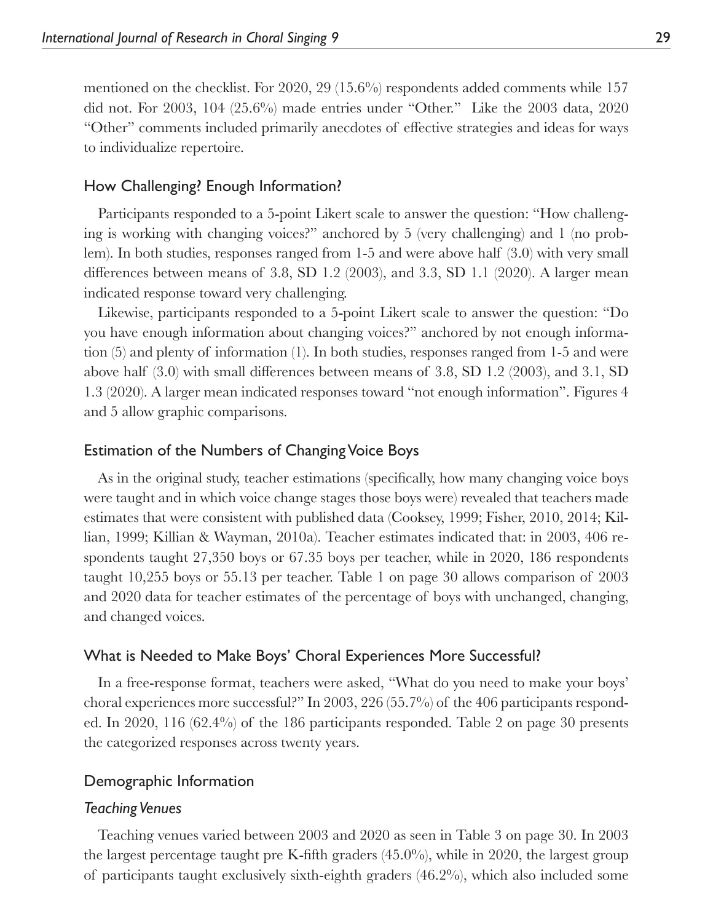mentioned on the checklist. For 2020, 29 (15.6%) respondents added comments while 157 did not. For 2003, 104 (25.6%) made entries under "Other." Like the 2003 data, 2020 "Other" comments included primarily anecdotes of effective strategies and ideas for ways to individualize repertoire.

## How Challenging? Enough Information?

Participants responded to a 5-point Likert scale to answer the question: "How challenging is working with changing voices?" anchored by 5 (very challenging) and 1 (no problem). In both studies, responses ranged from 1-5 and were above half (3.0) with very small differences between means of 3.8, SD 1.2 (2003), and 3.3, SD 1.1 (2020). A larger mean indicated response toward very challenging.

Likewise, participants responded to a 5-point Likert scale to answer the question: "Do you have enough information about changing voices?" anchored by not enough information (5) and plenty of information (1). In both studies, responses ranged from 1-5 and were above half (3.0) with small differences between means of 3.8, SD 1.2 (2003), and 3.1, SD 1.3 (2020). A larger mean indicated responses toward "not enough information". Figures 4 and 5 allow graphic comparisons.

## Estimation of the Numbers of Changing Voice Boys

As in the original study, teacher estimations (specifically, how many changing voice boys were taught and in which voice change stages those boys were) revealed that teachers made estimates that were consistent with published data (Cooksey, 1999; Fisher, 2010, 2014; Killian, 1999; Killian & Wayman, 2010a). Teacher estimates indicated that: in 2003, 406 respondents taught 27,350 boys or 67.35 boys per teacher, while in 2020, 186 respondents taught 10,255 boys or 55.13 per teacher. Table 1 on page 30 allows comparison of 2003 and 2020 data for teacher estimates of the percentage of boys with unchanged, changing, and changed voices.

## What is Needed to Make Boys' Choral Experiences More Successful?

In a free-response format, teachers were asked, "What do you need to make your boys' choral experiences more successful?" In 2003, 226 (55.7%) of the 406 participants responded. In 2020, 116 (62.4%) of the 186 participants responded. Table 2 on page 30 presents the categorized responses across twenty years.

## Demographic Information

### *Teaching Venues*

Teaching venues varied between 2003 and 2020 as seen in Table 3 on page 30. In 2003 the largest percentage taught pre K-fifth graders (45.0%), while in 2020, the largest group of participants taught exclusively sixth-eighth graders (46.2%), which also included some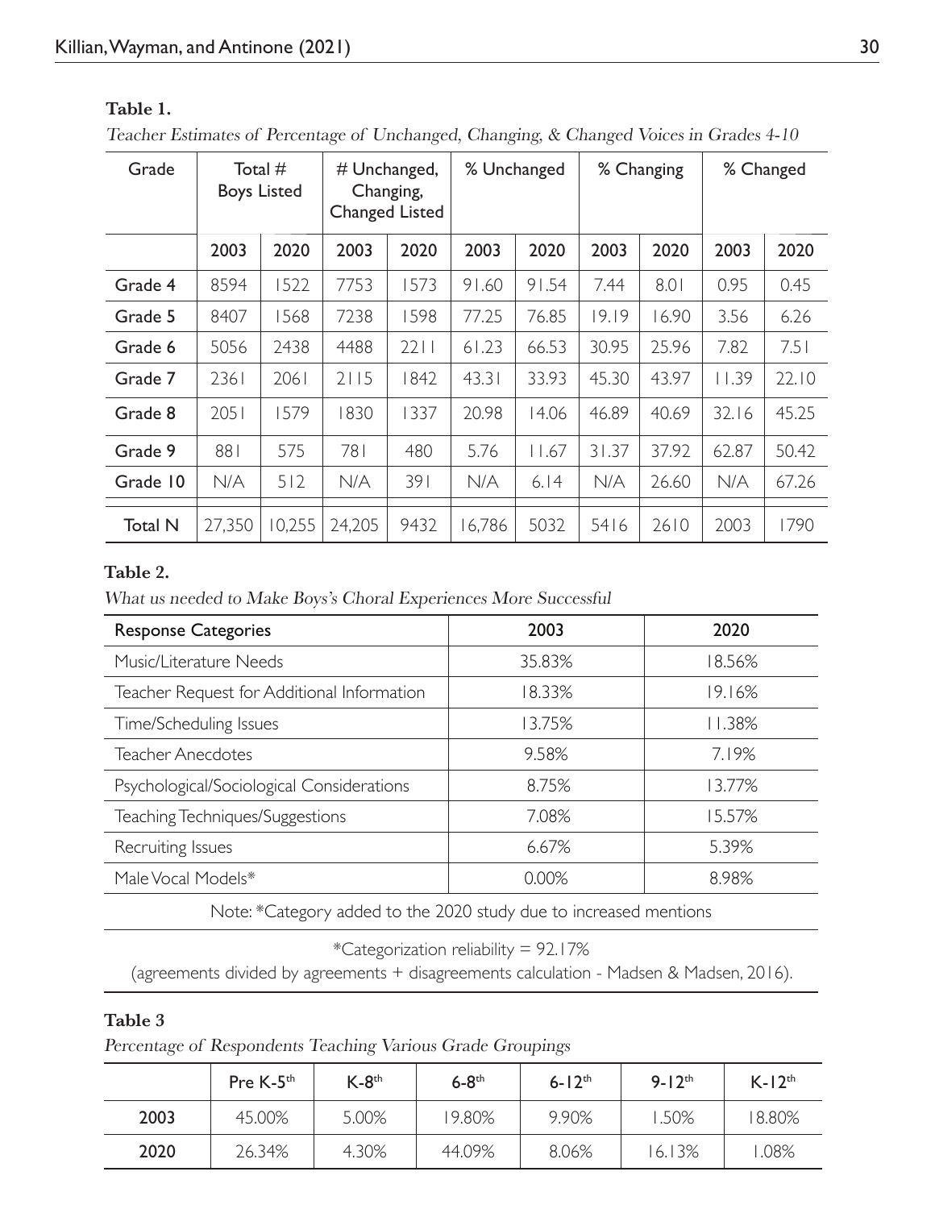**Table 1.**

*Teacher Estimates of Percentage of Unchanged, Changing, & Changed Voices in Grades 4-10*

| Grade | Total # Boys Listed | | # Unchanged, Changing, Changed Listed | | % Unchanged | | % Changing | | % Changed | |
|---|---|---|---|---|---|---|---|---|---|---|
| | 2003 | 2020 | 2003 | 2020 | 2003 | 2020 | 2003 | 2020 | 2003 | 2020 |
| Grade 4 | 8594 | 1522 | 7753 | 1573 | 91.60 | 91.54 | 7.44 | 8.01 | 0.95 | 0.45 |
| Grade 5 | 8407 | 1568 | 7238 | 1598 | 77.25 | 76.85 | 19.19 | 16.90 | 3.56 | 6.26 |
| Grade 6 | 5056 | 2438 | 4488 | 2211 | 61.23 | 66.53 | 30.95 | 25.96 | 7.82 | 7.51 |
| Grade 7 | 2361 | 2061 | 2115 | 1842 | 43.31 | 33.93 | 45.30 | 43.97 | 11.39 | 22.10 |
| Grade 8 | 2051 | 1579 | 1830 | 1337 | 20.98 | 14.06 | 46.89 | 40.69 | 32.16 | 45.25 |
| Grade 9 | 881 | 575 | 781 | 480 | 5.76 | 11.67 | 31.37 | 37.92 | 62.87 | 50.42 |
| Grade 10 | N/A | 512 | N/A | 391 | N/A | 6.14 | N/A | 26.60 | N/A | 67.26 |
| Total N | 27,350 | 10,255 | 24,205 | 9432 | 16,786 | 5032 | 5416 | 2610 | 2003 | 1790 |

**Table 2.**

*What us needed to Make Boys's Choral Experiences More Successful*

| Response Categories | 2003 | 2020 |
|---|---|---|
| Music/Literature Needs | 35.83% | 18.56% |
| Teacher Request for Additional Information | 18.33% | 19.16% |
| Time/Scheduling Issues | 13.75% | 11.38% |
| Teacher Anecdotes | 9.58% | 7.19% |
| Psychological/Sociological Considerations | 8.75% | 13.77% |
| Teaching Techniques/Suggestions | 7.08% | 15.57% |
| Recruiting Issues | 6.67% | 5.39% |
| Male Vocal Models* | 0.00% | 8.98% |

Note: *Category added to the 2020 study due to increased mentions

*Categorization reliability = 92.17%
(agreements divided by agreements + disagreements calculation - Madsen & Madsen, 2016).

**Table 3**

*Percentage of Respondents Teaching Various Grade Groupings*

| | Pre K-5th | K-8th | 6-8th | 6-12th | 9-12th | K-12th |
|---|---|---|---|---|---|---|
| 2003 | 45.00% | 5.00% | 19.80% | 9.90% | 1.50% | 18.80% |
| 2020 | 26.34% | 4.30% | 44.09% | 8.06% | 16.13% | 1.08% |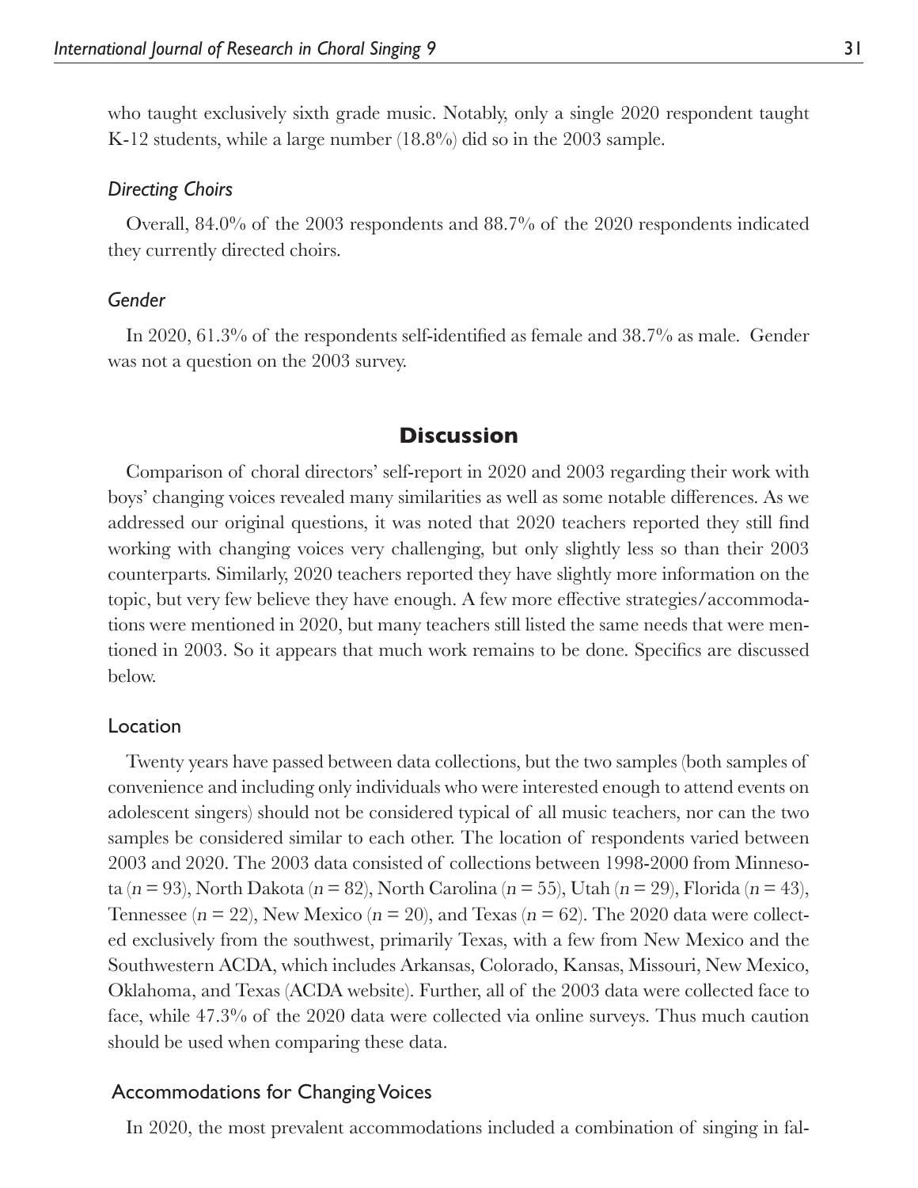who taught exclusively sixth grade music. Notably, only a single 2020 respondent taught K-12 students, while a large number (18.8%) did so in the 2003 sample.

### *Directing Choirs*

Overall, 84.0% of the 2003 respondents and 88.7% of the 2020 respondents indicated they currently directed choirs.

### *Gender*

In 2020, 61.3% of the respondents self-identified as female and 38.7% as male. Gender was not a question on the 2003 survey.

## Discussion

Comparison of choral directors' self-report in 2020 and 2003 regarding their work with boys' changing voices revealed many similarities as well as some notable differences. As we addressed our original questions, it was noted that 2020 teachers reported they still find working with changing voices very challenging, but only slightly less so than their 2003 counterparts. Similarly, 2020 teachers reported they have slightly more information on the topic, but very few believe they have enough. A few more effective strategies/accommodations were mentioned in 2020, but many teachers still listed the same needs that were mentioned in 2003. So it appears that much work remains to be done. Specifics are discussed below.

### Location

Twenty years have passed between data collections, but the two samples (both samples of convenience and including only individuals who were interested enough to attend events on adolescent singers) should not be considered typical of all music teachers, nor can the two samples be considered similar to each other. The location of respondents varied between 2003 and 2020. The 2003 data consisted of collections between 1998-2000 from Minnesota ($n = 93$), North Dakota ($n = 82$), North Carolina ($n = 55$), Utah ($n = 29$), Florida ($n = 43$), Tennessee ($n = 22$), New Mexico ($n = 20$), and Texas ($n = 62$). The 2020 data were collected exclusively from the southwest, primarily Texas, with a few from New Mexico and the Southwestern ACDA, which includes Arkansas, Colorado, Kansas, Missouri, New Mexico, Oklahoma, and Texas (ACDA website). Further, all of the 2003 data were collected face to face, while 47.3% of the 2020 data were collected via online surveys. Thus much caution should be used when comparing these data.

### Accommodations for Changing Voices

In 2020, the most prevalent accommodations included a combination of singing in fal-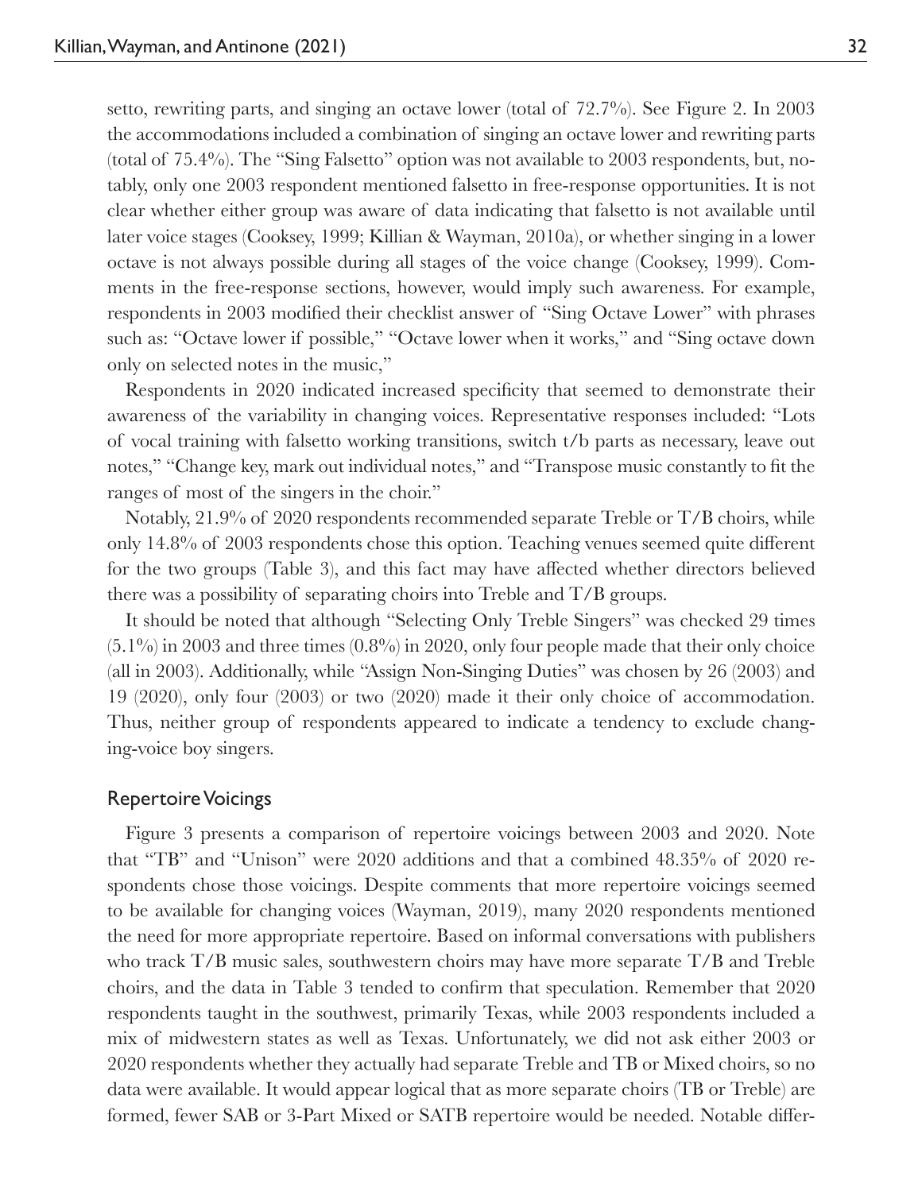setto, rewriting parts, and singing an octave lower (total of 72.7%). See Figure 2. In 2003 the accommodations included a combination of singing an octave lower and rewriting parts (total of 75.4%). The "Sing Falsetto" option was not available to 2003 respondents, but, notably, only one 2003 respondent mentioned falsetto in free-response opportunities. It is not clear whether either group was aware of data indicating that falsetto is not available until later voice stages (Cooksey, 1999; Killian & Wayman, 2010a), or whether singing in a lower octave is not always possible during all stages of the voice change (Cooksey, 1999). Comments in the free-response sections, however, would imply such awareness. For example, respondents in 2003 modified their checklist answer of "Sing Octave Lower" with phrases such as: "Octave lower if possible," "Octave lower when it works," and "Sing octave down only on selected notes in the music,"

Respondents in 2020 indicated increased specificity that seemed to demonstrate their awareness of the variability in changing voices. Representative responses included: "Lots of vocal training with falsetto working transitions, switch t/b parts as necessary, leave out notes," "Change key, mark out individual notes," and "Transpose music constantly to fit the ranges of most of the singers in the choir."

Notably, 21.9% of 2020 respondents recommended separate Treble or T/B choirs, while only 14.8% of 2003 respondents chose this option. Teaching venues seemed quite different for the two groups (Table 3), and this fact may have affected whether directors believed there was a possibility of separating choirs into Treble and T/B groups.

It should be noted that although "Selecting Only Treble Singers" was checked 29 times (5.1%) in 2003 and three times (0.8%) in 2020, only four people made that their only choice (all in 2003). Additionally, while "Assign Non-Singing Duties" was chosen by 26 (2003) and 19 (2020), only four (2003) or two (2020) made it their only choice of accommodation. Thus, neither group of respondents appeared to indicate a tendency to exclude changing-voice boy singers.

## Repertoire Voicings

Figure 3 presents a comparison of repertoire voicings between 2003 and 2020. Note that "TB" and "Unison" were 2020 additions and that a combined 48.35% of 2020 respondents chose those voicings. Despite comments that more repertoire voicings seemed to be available for changing voices (Wayman, 2019), many 2020 respondents mentioned the need for more appropriate repertoire. Based on informal conversations with publishers who track T/B music sales, southwestern choirs may have more separate T/B and Treble choirs, and the data in Table 3 tended to confirm that speculation. Remember that 2020 respondents taught in the southwest, primarily Texas, while 2003 respondents included a mix of midwestern states as well as Texas. Unfortunately, we did not ask either 2003 or 2020 respondents whether they actually had separate Treble and TB or Mixed choirs, so no data were available. It would appear logical that as more separate choirs (TB or Treble) are formed, fewer SAB or 3-Part Mixed or SATB repertoire would be needed. Notable differ-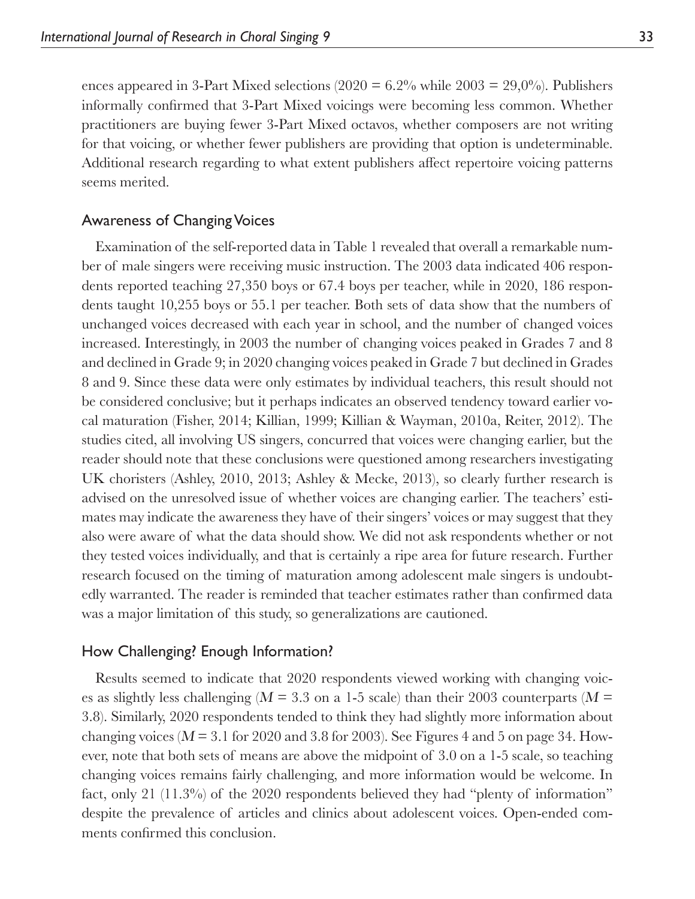ences appeared in 3-Part Mixed selections (2020 = 6.2% while 2003 = 29,0%). Publishers informally confirmed that 3-Part Mixed voicings were becoming less common. Whether practitioners are buying fewer 3-Part Mixed octavos, whether composers are not writing for that voicing, or whether fewer publishers are providing that option is undeterminable. Additional research regarding to what extent publishers affect repertoire voicing patterns seems merited.

## Awareness of Changing Voices

Examination of the self-reported data in Table 1 revealed that overall a remarkable number of male singers were receiving music instruction. The 2003 data indicated 406 respondents reported teaching 27,350 boys or 67.4 boys per teacher, while in 2020, 186 respondents taught 10,255 boys or 55.1 per teacher. Both sets of data show that the numbers of unchanged voices decreased with each year in school, and the number of changed voices increased. Interestingly, in 2003 the number of changing voices peaked in Grades 7 and 8 and declined in Grade 9; in 2020 changing voices peaked in Grade 7 but declined in Grades 8 and 9. Since these data were only estimates by individual teachers, this result should not be considered conclusive; but it perhaps indicates an observed tendency toward earlier vocal maturation (Fisher, 2014; Killian, 1999; Killian & Wayman, 2010a, Reiter, 2012). The studies cited, all involving US singers, concurred that voices were changing earlier, but the reader should note that these conclusions were questioned among researchers investigating UK choristers (Ashley, 2010, 2013; Ashley & Mecke, 2013), so clearly further research is advised on the unresolved issue of whether voices are changing earlier. The teachers' estimates may indicate the awareness they have of their singers' voices or may suggest that they also were aware of what the data should show. We did not ask respondents whether or not they tested voices individually, and that is certainly a ripe area for future research. Further research focused on the timing of maturation among adolescent male singers is undoubtedly warranted. The reader is reminded that teacher estimates rather than confirmed data was a major limitation of this study, so generalizations are cautioned.

## How Challenging? Enough Information?

Results seemed to indicate that 2020 respondents viewed working with changing voices as slightly less challenging ($M$ = 3.3 on a 1-5 scale) than their 2003 counterparts ($M$ = 3.8). Similarly, 2020 respondents tended to think they had slightly more information about changing voices ($M$ = 3.1 for 2020 and 3.8 for 2003). See Figures 4 and 5 on page 34. However, note that both sets of means are above the midpoint of 3.0 on a 1-5 scale, so teaching changing voices remains fairly challenging, and more information would be welcome. In fact, only 21 (11.3%) of the 2020 respondents believed they had "plenty of information" despite the prevalence of articles and clinics about adolescent voices. Open-ended comments confirmed this conclusion.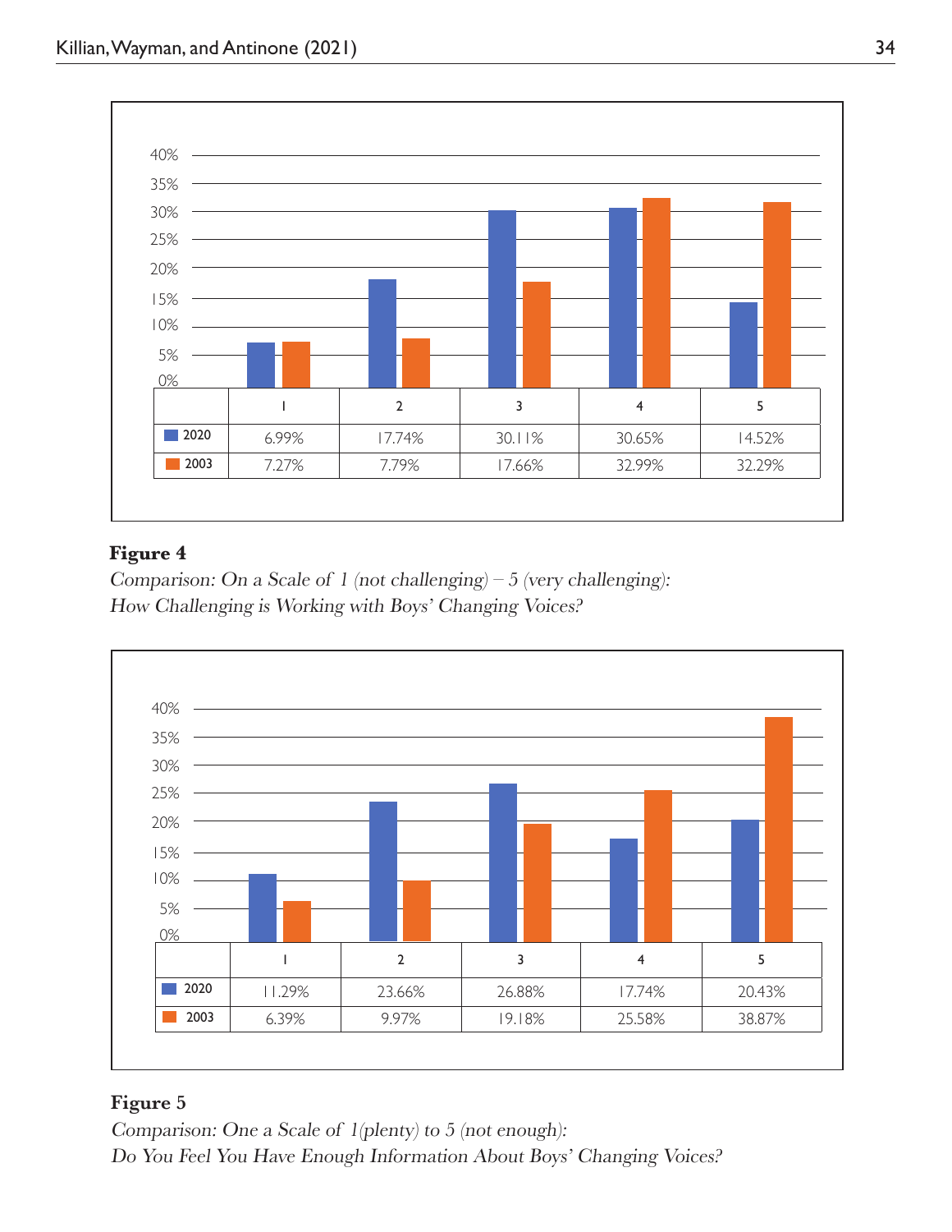| | 1 | 2 | 3 | 4 | 5 |
|---|---|---|---|---|---|
| 2020 | 6.99% | 17.74% | 30.11% | 30.65% | 14.52% |
| 2003 | 7.27% | 7.79% | 17.66% | 32.99% | 32.29% |

**Figure 4**

*Comparison: On a Scale of 1 (not challenging) – 5 (very challenging): How Challenging is Working with Boys' Changing Voices?*

| | 1 | 2 | 3 | 4 | 5 |
|---|---|---|---|---|---|
| 2020 | 11.29% | 23.66% | 26.88% | 17.74% | 20.43% |
| 2003 | 6.39% | 9.97% | 19.18% | 25.58% | 38.87% |

**Figure 5**

*Comparison: One a Scale of 1(plenty) to 5 (not enough): Do You Feel You Have Enough Information About Boys' Changing Voices?*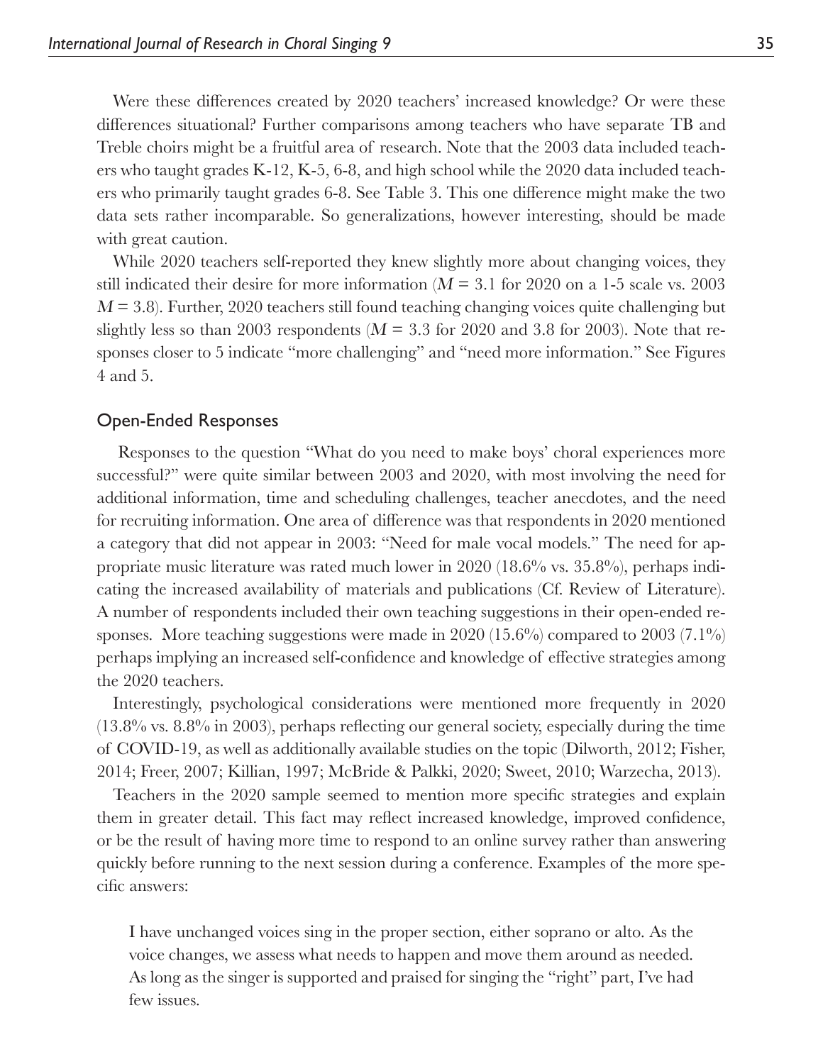Were these differences created by 2020 teachers' increased knowledge? Or were these differences situational? Further comparisons among teachers who have separate TB and Treble choirs might be a fruitful area of research. Note that the 2003 data included teachers who taught grades K-12, K-5, 6-8, and high school while the 2020 data included teachers who primarily taught grades 6-8. See Table 3. This one difference might make the two data sets rather incomparable. So generalizations, however interesting, should be made with great caution.

While 2020 teachers self-reported they knew slightly more about changing voices, they still indicated their desire for more information ($M$ = 3.1 for 2020 on a 1-5 scale vs. 2003 $M$ = 3.8). Further, 2020 teachers still found teaching changing voices quite challenging but slightly less so than 2003 respondents ($M$ = 3.3 for 2020 and 3.8 for 2003). Note that responses closer to 5 indicate "more challenging" and "need more information." See Figures 4 and 5.

## Open-Ended Responses

Responses to the question "What do you need to make boys' choral experiences more successful?" were quite similar between 2003 and 2020, with most involving the need for additional information, time and scheduling challenges, teacher anecdotes, and the need for recruiting information. One area of difference was that respondents in 2020 mentioned a category that did not appear in 2003: "Need for male vocal models." The need for appropriate music literature was rated much lower in 2020 (18.6% vs. 35.8%), perhaps indicating the increased availability of materials and publications (Cf. Review of Literature). A number of respondents included their own teaching suggestions in their open-ended responses. More teaching suggestions were made in 2020 (15.6%) compared to 2003 (7.1%) perhaps implying an increased self-confidence and knowledge of effective strategies among the 2020 teachers.

Interestingly, psychological considerations were mentioned more frequently in 2020 (13.8% vs. 8.8% in 2003), perhaps reflecting our general society, especially during the time of COVID-19, as well as additionally available studies on the topic (Dilworth, 2012; Fisher, 2014; Freer, 2007; Killian, 1997; McBride & Palkki, 2020; Sweet, 2010; Warzecha, 2013).

Teachers in the 2020 sample seemed to mention more specific strategies and explain them in greater detail. This fact may reflect increased knowledge, improved confidence, or be the result of having more time to respond to an online survey rather than answering quickly before running to the next session during a conference. Examples of the more specific answers:

> I have unchanged voices sing in the proper section, either soprano or alto. As the voice changes, we assess what needs to happen and move them around as needed. As long as the singer is supported and praised for singing the "right" part, I've had few issues.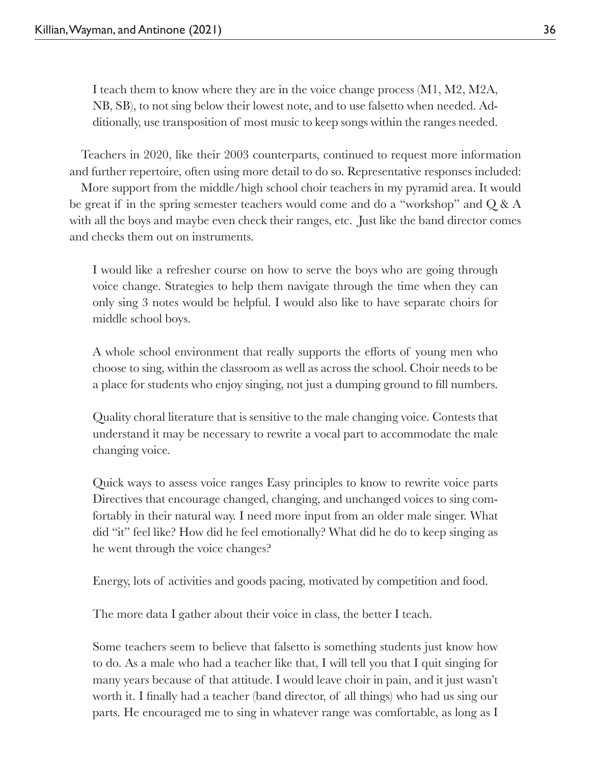> I teach them to know where they are in the voice change process (M1, M2, M2A, NB, SB), to not sing below their lowest note, and to use falsetto when needed. Additionally, use transposition of most music to keep songs within the ranges needed.

Teachers in 2020, like their 2003 counterparts, continued to request more information and further repertoire, often using more detail to do so. Representative responses included: More support from the middle/high school choir teachers in my pyramid area. It would be great if in the spring semester teachers would come and do a "workshop" and Q & A with all the boys and maybe even check their ranges, etc. Just like the band director comes and checks them out on instruments.

> I would like a refresher course on how to serve the boys who are going through voice change. Strategies to help them navigate through the time when they can only sing 3 notes would be helpful. I would also like to have separate choirs for middle school boys.

> A whole school environment that really supports the efforts of young men who choose to sing, within the classroom as well as across the school. Choir needs to be a place for students who enjoy singing, not just a dumping ground to fill numbers.

> Quality choral literature that is sensitive to the male changing voice. Contests that understand it may be necessary to rewrite a vocal part to accommodate the male changing voice.

> Quick ways to assess voice ranges Easy principles to know to rewrite voice parts Directives that encourage changed, changing, and unchanged voices to sing comfortably in their natural way. I need more input from an older male singer. What did "it" feel like? How did he feel emotionally? What did he do to keep singing as he went through the voice changes?

> Energy, lots of activities and goods pacing, motivated by competition and food.

> The more data I gather about their voice in class, the better I teach.

> Some teachers seem to believe that falsetto is something students just know how to do. As a male who had a teacher like that, I will tell you that I quit singing for many years because of that attitude. I would leave choir in pain, and it just wasn't worth it. I finally had a teacher (band director, of all things) who had us sing our parts. He encouraged me to sing in whatever range was comfortable, as long as I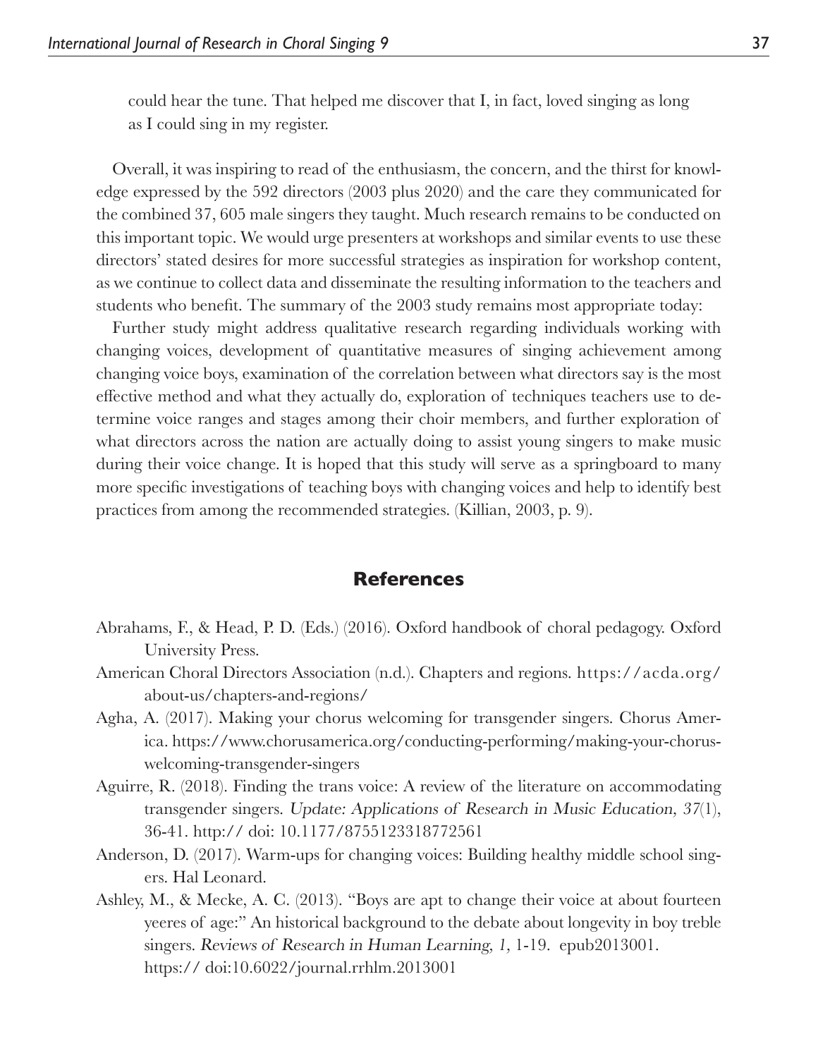could hear the tune. That helped me discover that I, in fact, loved singing as long as I could sing in my register.

Overall, it was inspiring to read of the enthusiasm, the concern, and the thirst for knowledge expressed by the 592 directors (2003 plus 2020) and the care they communicated for the combined 37, 605 male singers they taught. Much research remains to be conducted on this important topic. We would urge presenters at workshops and similar events to use these directors' stated desires for more successful strategies as inspiration for workshop content, as we continue to collect data and disseminate the resulting information to the teachers and students who benefit. The summary of the 2003 study remains most appropriate today:

Further study might address qualitative research regarding individuals working with changing voices, development of quantitative measures of singing achievement among changing voice boys, examination of the correlation between what directors say is the most effective method and what they actually do, exploration of techniques teachers use to determine voice ranges and stages among their choir members, and further exploration of what directors across the nation are actually doing to assist young singers to make music during their voice change. It is hoped that this study will serve as a springboard to many more specific investigations of teaching boys with changing voices and help to identify best practices from among the recommended strategies. (Killian, 2003, p. 9).

## References

Abrahams, F., & Head, P. D. (Eds.) (2016). Oxford handbook of choral pedagogy. Oxford University Press.

American Choral Directors Association (n.d.). Chapters and regions. https://acda.org/about-us/chapters-and-regions/

Agha, A. (2017). Making your chorus welcoming for transgender singers. Chorus America. https://www.chorusamerica.org/conducting-performing/making-your-chorus-welcoming-transgender-singers

Aguirre, R. (2018). Finding the trans voice: A review of the literature on accommodating transgender singers. *Update: Applications of Research in Music Education, 37*(1), 36-41. http:// doi: 10.1177/8755123318772561

Anderson, D. (2017). Warm-ups for changing voices: Building healthy middle school singers. Hal Leonard.

Ashley, M., & Mecke, A. C. (2013). "Boys are apt to change their voice at about fourteen yeeres of age:" An historical background to the debate about longevity in boy treble singers. *Reviews of Research in Human Learning, 1,* 1-19. epub2013001. https:// doi:10.6022/journal.rrhlm.2013001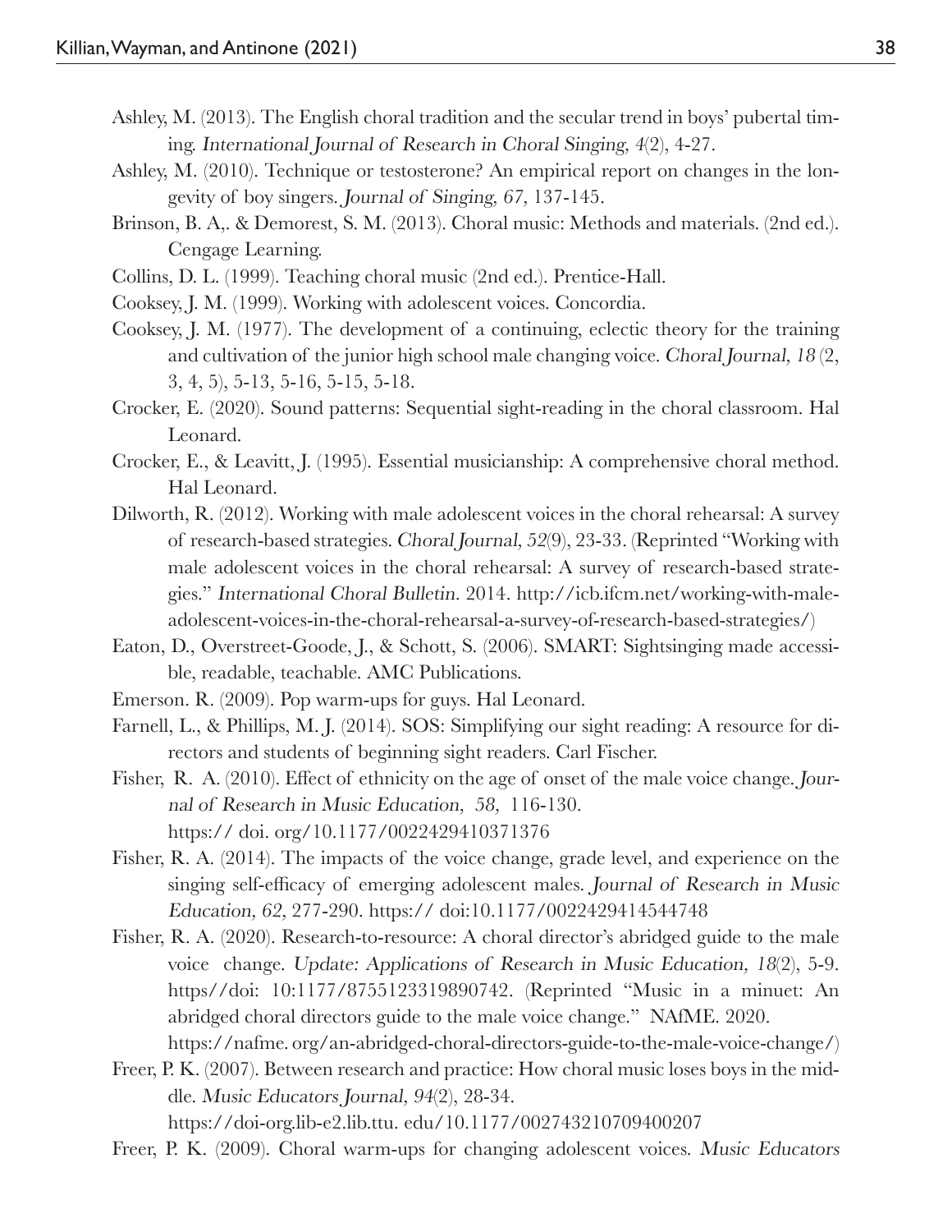Ashley, M. (2013). The English choral tradition and the secular trend in boys' pubertal timing. *International Journal of Research in Choral Singing, 4*(2), 4-27.

Ashley, M. (2010). Technique or testosterone? An empirical report on changes in the longevity of boy singers. *Journal of Singing, 67*, 137-145.

Brinson, B. A,. & Demorest, S. M. (2013). Choral music: Methods and materials. (2nd ed.). Cengage Learning.

Collins, D. L. (1999). Teaching choral music (2nd ed.). Prentice-Hall.

Cooksey, J. M. (1999). Working with adolescent voices. Concordia.

Cooksey, J. M. (1977). The development of a continuing, eclectic theory for the training and cultivation of the junior high school male changing voice. *Choral Journal, 18* (2, 3, 4, 5), 5-13, 5-16, 5-15, 5-18.

Crocker, E. (2020). Sound patterns: Sequential sight-reading in the choral classroom. Hal Leonard.

Crocker, E., & Leavitt, J. (1995). Essential musicianship: A comprehensive choral method. Hal Leonard.

Dilworth, R. (2012). Working with male adolescent voices in the choral rehearsal: A survey of research-based strategies. *Choral Journal, 52*(9), 23-33. (Reprinted "Working with male adolescent voices in the choral rehearsal: A survey of research-based strategies." *International Choral Bulletin.* 2014. http://icb.ifcm.net/working-with-male-adolescent-voices-in-the-choral-rehearsal-a-survey-of-research-based-strategies/)

Eaton, D., Overstreet-Goode, J., & Schott, S. (2006). SMART: Sightsinging made accessible, readable, teachable. AMC Publications.

Emerson. R. (2009). Pop warm-ups for guys. Hal Leonard.

Farnell, L., & Phillips, M. J. (2014). SOS: Simplifying our sight reading: A resource for directors and students of beginning sight readers. Carl Fischer.

Fisher, R. A. (2010). Effect of ethnicity on the age of onset of the male voice change. *Journal of Research in Music Education, 58,* 116-130. https:// doi. org/10.1177/0022429410371376

Fisher, R. A. (2014). The impacts of the voice change, grade level, and experience on the singing self-efficacy of emerging adolescent males. *Journal of Research in Music Education, 62*, 277-290. https:// doi:10.1177/0022429414544748

Fisher, R. A. (2020). Research-to-resource: A choral director's abridged guide to the male voice change. *Update: Applications of Research in Music Education, 18*(2), 5-9. https//doi: 10:1177/8755123319890742. (Reprinted "Music in a minuet: An abridged choral directors guide to the male voice change." NAfME. 2020. https://nafme. org/an-abridged-choral-directors-guide-to-the-male-voice-change/)

Freer, P. K. (2007). Between research and practice: How choral music loses boys in the middle. *Music Educators Journal, 94*(2), 28-34. https://doi-org.lib-e2.lib.ttu. edu/10.1177/002743210709400207

Freer, P. K. (2009). Choral warm-ups for changing adolescent voices. *Music Educators*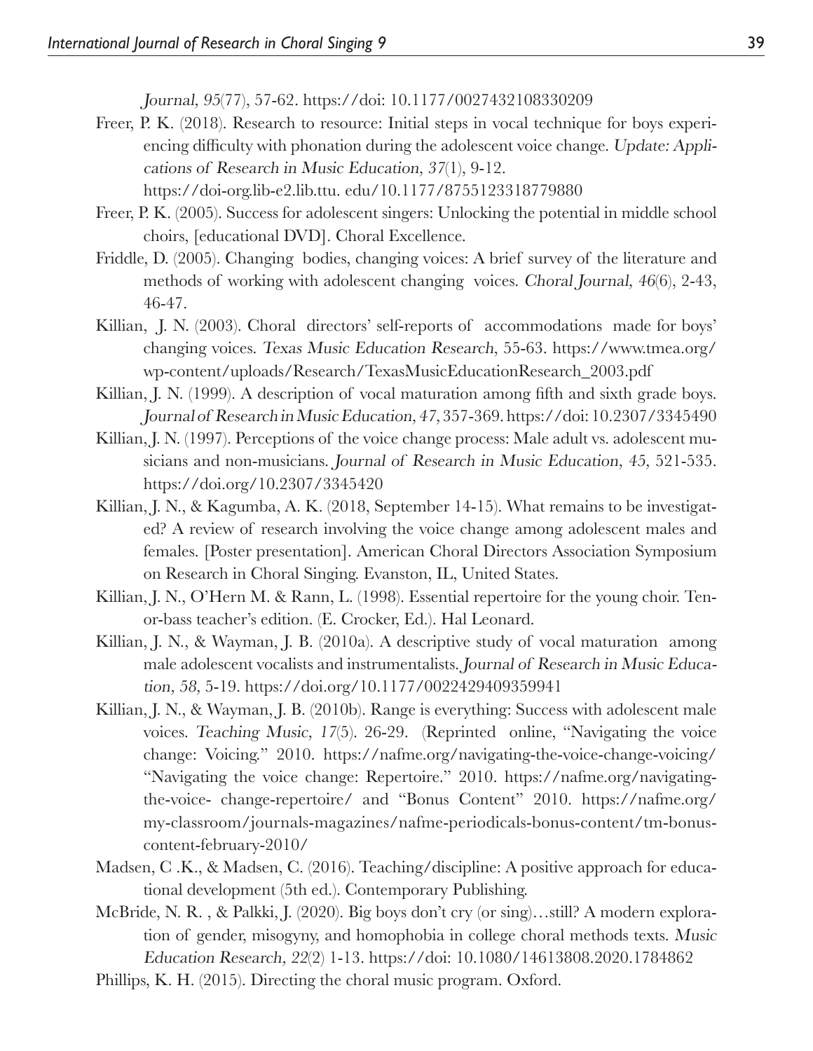*Journal, 95*(77), 57-62. https://doi: 10.1177/0027432108330209

Freer, P. K. (2018). Research to resource: Initial steps in vocal technique for boys experiencing difficulty with phonation during the adolescent voice change. *Update: Applications of Research in Music Education, 37*(1), 9-12. https://doi-org.lib-e2.lib.ttu. edu/10.1177/8755123318779880

Freer, P. K. (2005). Success for adolescent singers: Unlocking the potential in middle school choirs, [educational DVD]. Choral Excellence.

Friddle, D. (2005). Changing bodies, changing voices: A brief survey of the literature and methods of working with adolescent changing voices. *Choral Journal, 46*(6), 2-43, 46-47.

Killian, J. N. (2003). Choral directors' self-reports of accommodations made for boys' changing voices. *Texas Music Education Research*, 55-63. https://www.tmea.org/wp-content/uploads/Research/TexasMusicEducationResearch_2003.pdf

Killian, J. N. (1999). A description of vocal maturation among fifth and sixth grade boys. *Journal of Research in Music Education, 47,* 357-369. https://doi: 10.2307/3345490

Killian, J. N. (1997). Perceptions of the voice change process: Male adult vs. adolescent musicians and non-musicians. *Journal of Research in Music Education, 45,* 521-535. https://doi.org/10.2307/3345420

Killian, J. N., & Kagumba, A. K. (2018, September 14-15). What remains to be investigated? A review of research involving the voice change among adolescent males and females. [Poster presentation]. American Choral Directors Association Symposium on Research in Choral Singing. Evanston, IL, United States.

Killian, J. N., O'Hern M. & Rann, L. (1998). Essential repertoire for the young choir. Tenor-bass teacher's edition. (E. Crocker, Ed.). Hal Leonard.

Killian, J. N., & Wayman, J. B. (2010a). A descriptive study of vocal maturation among male adolescent vocalists and instrumentalists. *Journal of Research in Music Education, 58*, 5-19. https://doi.org/10.1177/0022429409359941

Killian, J. N., & Wayman, J. B. (2010b). Range is everything: Success with adolescent male voices. *Teaching Music, 17*(5). 26-29. (Reprinted online, "Navigating the voice change: Voicing." 2010. https://nafme.org/navigating-the-voice-change-voicing/ "Navigating the voice change: Repertoire." 2010. https://nafme.org/navigating-the-voice- change-repertoire/ and "Bonus Content" 2010. https://nafme.org/my-classroom/journals-magazines/nafme-periodicals-bonus-content/tm-bonus-content-february-2010/

Madsen, C .K., & Madsen, C. (2016). Teaching/discipline: A positive approach for educational development (5th ed.). Contemporary Publishing.

McBride, N. R. , & Palkki, J. (2020). Big boys don't cry (or sing)…still? A modern exploration of gender, misogyny, and homophobia in college choral methods texts. *Music Education Research, 22*(2) 1-13. https://doi: 10.1080/14613808.2020.1784862

Phillips, K. H. (2015). Directing the choral music program. Oxford.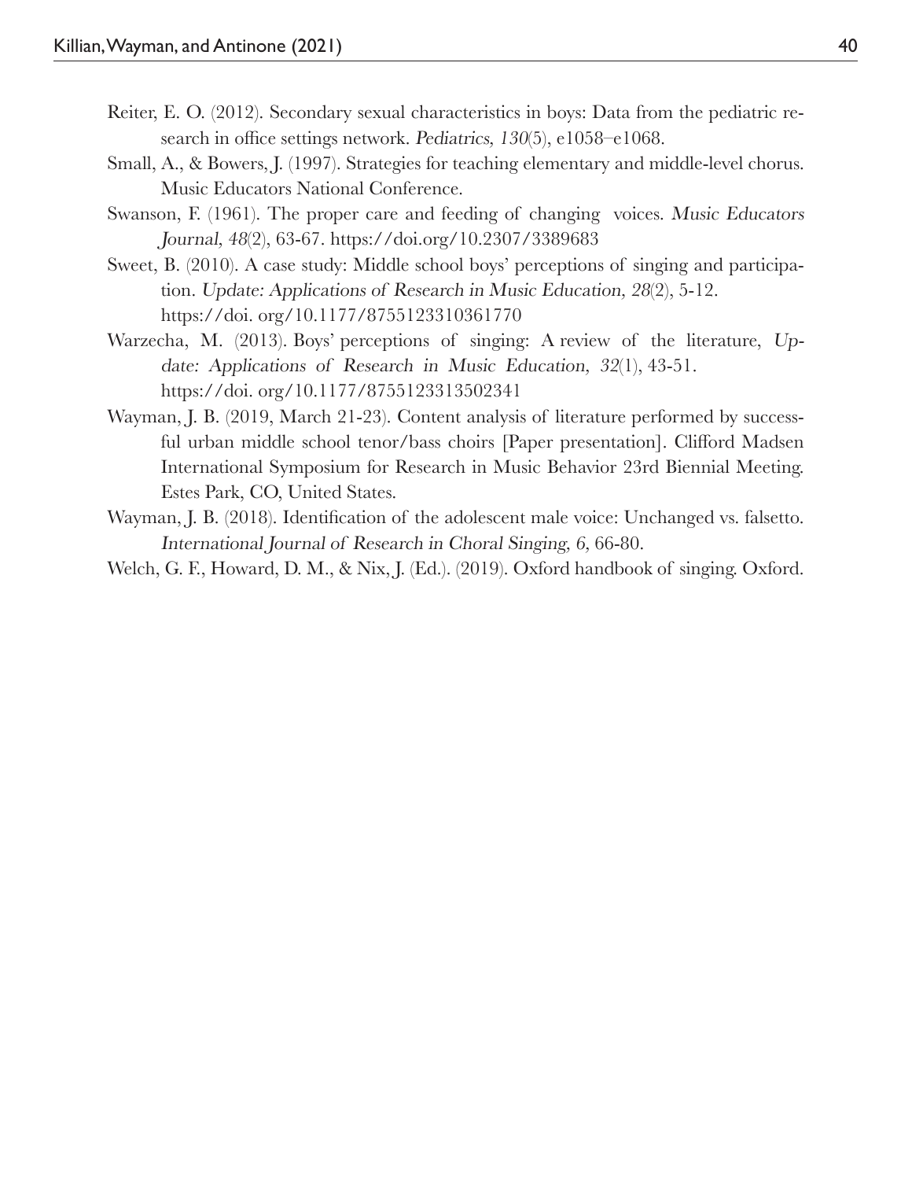Reiter, E. O. (2012). Secondary sexual characteristics in boys: Data from the pediatric research in office settings network. *Pediatrics, 130*(5), e1058–e1068.

Small, A., & Bowers, J. (1997). Strategies for teaching elementary and middle-level chorus. Music Educators National Conference.

Swanson, F. (1961). The proper care and feeding of changing voices. *Music Educators Journal, 48*(2), 63-67. https://doi.org/10.2307/3389683

Sweet, B. (2010). A case study: Middle school boys' perceptions of singing and participation. *Update: Applications of Research in Music Education, 28*(2), 5-12. https://doi. org/10.1177/8755123310361770

Warzecha, M. (2013). Boys' perceptions of singing: A review of the literature, *Update: Applications of Research in Music Education, 32*(1), 43-51. https://doi. org/10.1177/8755123313502341

Wayman, J. B. (2019, March 21-23). Content analysis of literature performed by successful urban middle school tenor/bass choirs [Paper presentation]. Clifford Madsen International Symposium for Research in Music Behavior 23rd Biennial Meeting. Estes Park, CO, United States.

Wayman, J. B. (2018). Identification of the adolescent male voice: Unchanged vs. falsetto. *International Journal of Research in Choral Singing, 6*, 66-80.

Welch, G. F., Howard, D. M., & Nix, J. (Ed.). (2019). Oxford handbook of singing. Oxford.